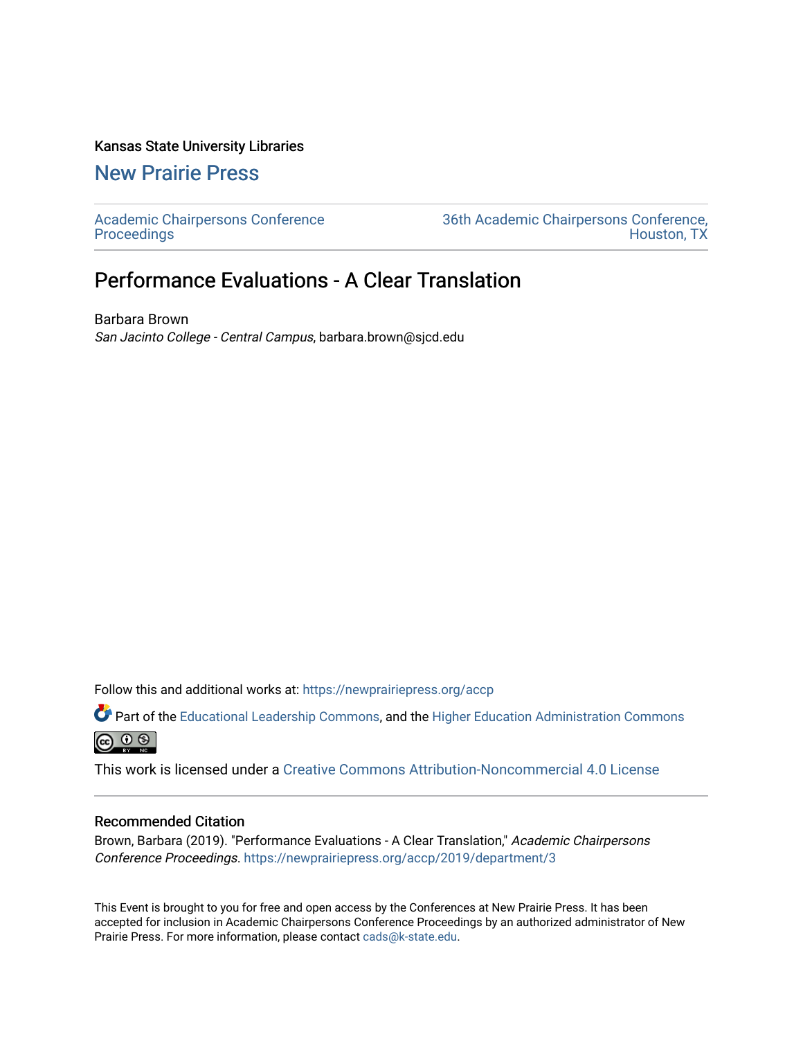Kansas State University Libraries

## New Prairie Press

Academic Chairpersons Conference Proceedings

36th Academic Chairpersons Conference, Houston, TX

# Performance Evaluations - A Clear Translation

Barbara Brown

*San Jacinto College - Central Campus*, barbara.brown@sjcd.edu

Follow this and additional works at: https://newprairiepress.org/accp

Part of the Educational Leadership Commons, and the Higher Education Administration Commons

This work is licensed under a Creative Commons Attribution-Noncommercial 4.0 License

### Recommended Citation

Brown, Barbara (2019). "Performance Evaluations - A Clear Translation," *Academic Chairpersons Conference Proceedings*. https://newprairiepress.org/accp/2019/department/3

This Event is brought to you for free and open access by the Conferences at New Prairie Press. It has been accepted for inclusion in Academic Chairpersons Conference Proceedings by an authorized administrator of New Prairie Press. For more information, please contact cads@k-state.edu.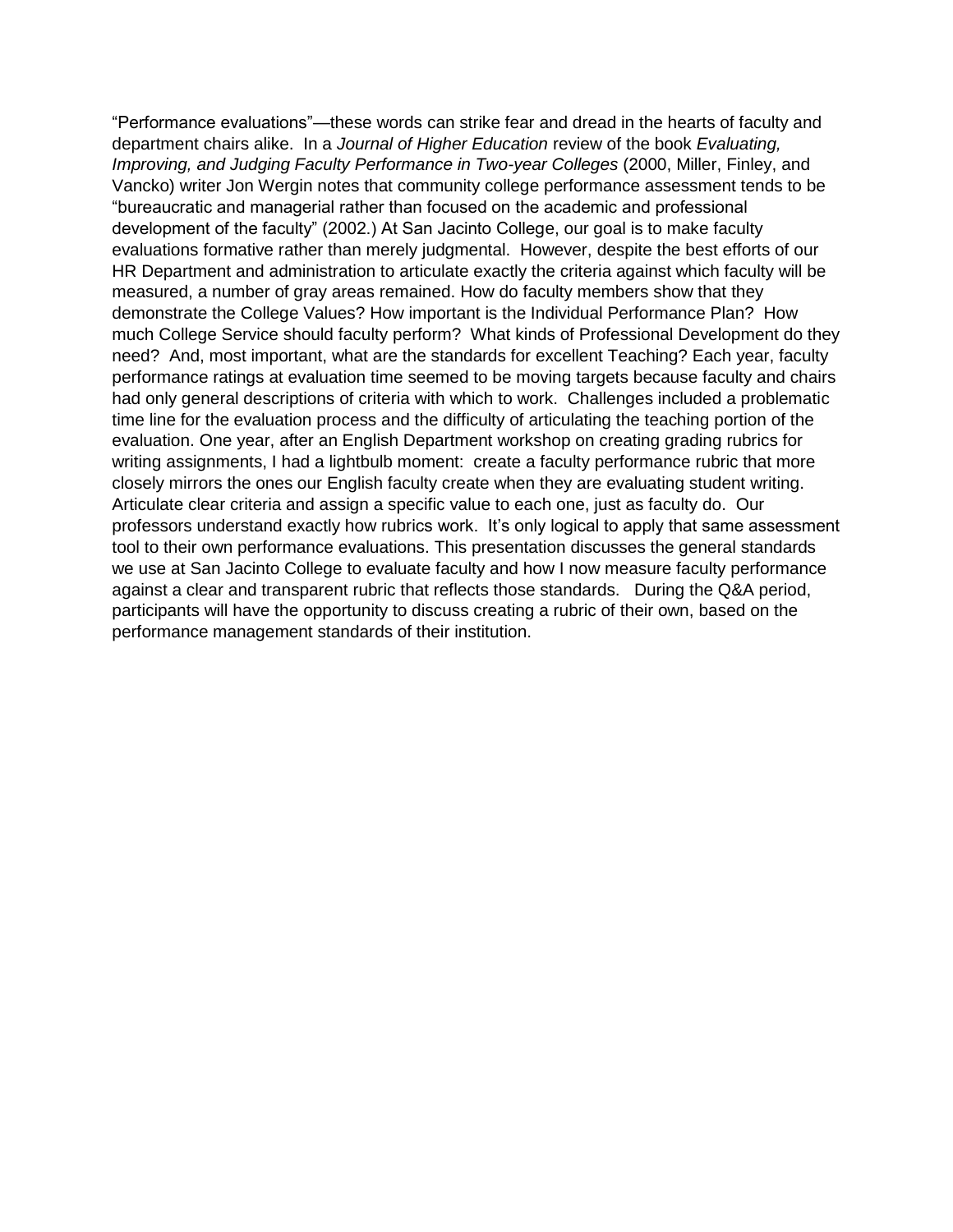"Performance evaluations"—these words can strike fear and dread in the hearts of faculty and department chairs alike. In a *Journal of Higher Education* review of the book *Evaluating, Improving, and Judging Faculty Performance in Two-year Colleges* (2000, Miller, Finley, and Vancko) writer Jon Wergin notes that community college performance assessment tends to be "bureaucratic and managerial rather than focused on the academic and professional development of the faculty" (2002.) At San Jacinto College, our goal is to make faculty evaluations formative rather than merely judgmental. However, despite the best efforts of our HR Department and administration to articulate exactly the criteria against which faculty will be measured, a number of gray areas remained. How do faculty members show that they demonstrate the College Values? How important is the Individual Performance Plan? How much College Service should faculty perform? What kinds of Professional Development do they need? And, most important, what are the standards for excellent Teaching? Each year, faculty performance ratings at evaluation time seemed to be moving targets because faculty and chairs had only general descriptions of criteria with which to work. Challenges included a problematic time line for the evaluation process and the difficulty of articulating the teaching portion of the evaluation. One year, after an English Department workshop on creating grading rubrics for writing assignments, I had a lightbulb moment: create a faculty performance rubric that more closely mirrors the ones our English faculty create when they are evaluating student writing. Articulate clear criteria and assign a specific value to each one, just as faculty do. Our professors understand exactly how rubrics work. It's only logical to apply that same assessment tool to their own performance evaluations. This presentation discusses the general standards we use at San Jacinto College to evaluate faculty and how I now measure faculty performance against a clear and transparent rubric that reflects those standards. During the Q&A period, participants will have the opportunity to discuss creating a rubric of their own, based on the performance management standards of their institution.